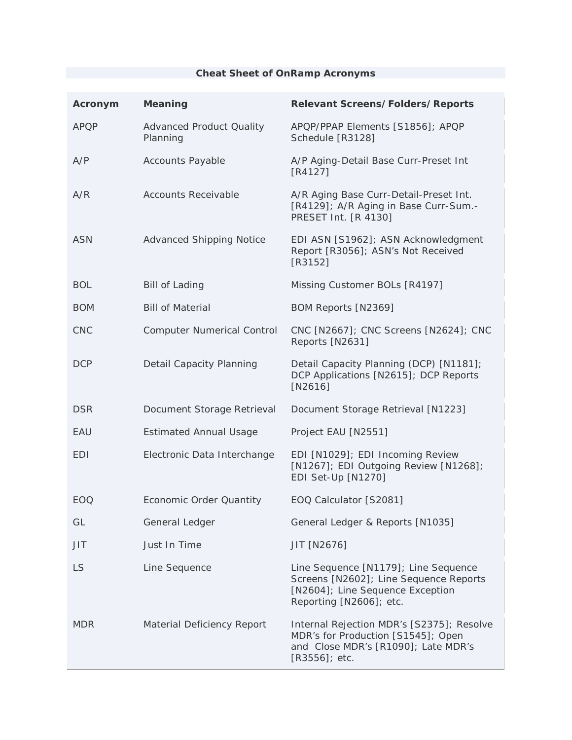# Cheat Sheet of OnRamp Acronyms

| Acronym | Meaning | Relevant Screens/Folders/Reports |
|---|---|---|
| APQP | Advanced Product Quality Planning | APQP/PPAP Elements [S1856]; APQP Schedule [R3128] |
| A/P | Accounts Payable | A/P Aging-Detail Base Curr-Preset Int [R4127] |
| A/R | Accounts Receivable | A/R Aging Base Curr-Detail-Preset Int. [R4129]; A/R Aging in Base Curr-Sum.-PRESET Int. [R 4130] |
| ASN | Advanced Shipping Notice | EDI ASN [S1962]; ASN Acknowledgment Report [R3056]; ASN's Not Received [R3152] |
| BOL | Bill of Lading | Missing Customer BOLs [R4197] |
| BOM | Bill of Material | BOM Reports [N2369] |
| CNC | Computer Numerical Control | CNC [N2667]; CNC Screens [N2624]; CNC Reports [N2631] |
| DCP | Detail Capacity Planning | Detail Capacity Planning (DCP) [N1181]; DCP Applications [N2615]; DCP Reports [N2616] |
| DSR | Document Storage Retrieval | Document Storage Retrieval [N1223] |
| EAU | Estimated Annual Usage | Project EAU [N2551] |
| EDI | Electronic Data Interchange | EDI [N1029]; EDI Incoming Review [N1267]; EDI Outgoing Review [N1268]; EDI Set-Up [N1270] |
| EOQ | Economic Order Quantity | EOQ Calculator [S2081] |
| GL | General Ledger | General Ledger & Reports [N1035] |
| JIT | Just In Time | JIT [N2676] |
| LS | Line Sequence | Line Sequence [N1179]; Line Sequence Screens [N2602]; Line Sequence Reports [N2604]; Line Sequence Exception Reporting [N2606]; etc. |
| MDR | Material Deficiency Report | Internal Rejection MDR's [S2375]; Resolve MDR's for Production [S1545]; Open and Close MDR's [R1090]; Late MDR's [R3556]; etc. |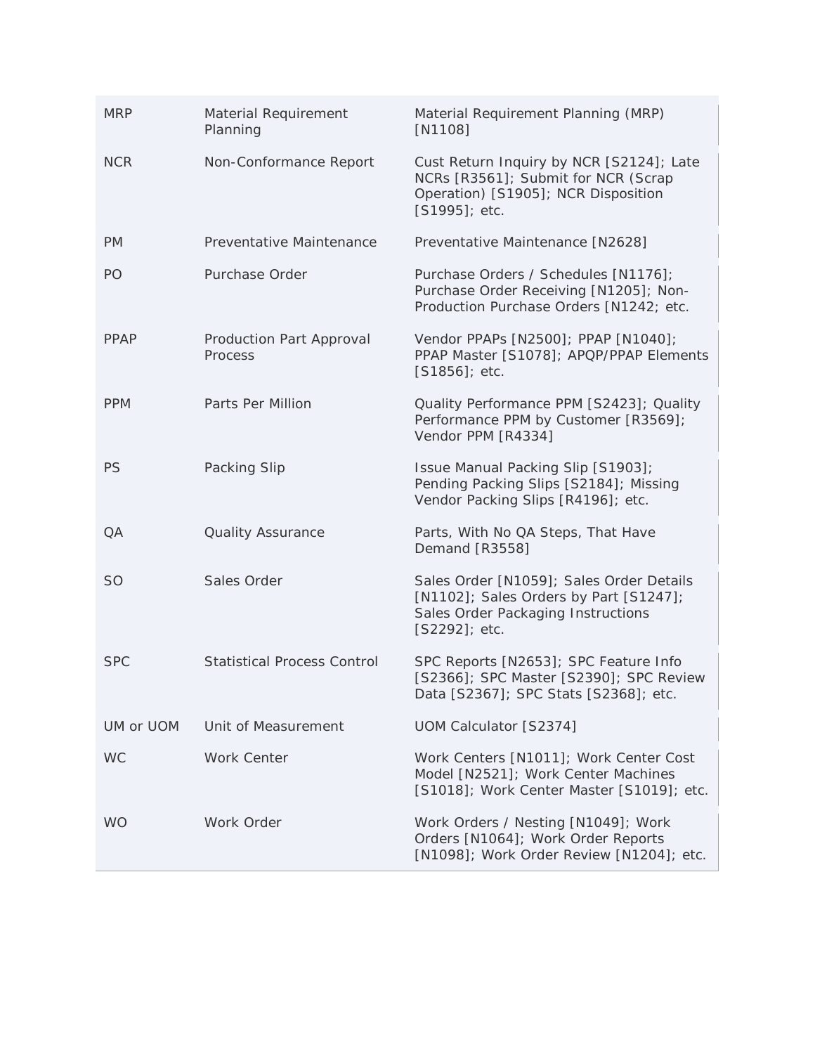| | | |
|---|---|---|
| MRP | Material Requirement Planning | Material Requirement Planning (MRP) [N1108] |
| NCR | Non-Conformance Report | Cust Return Inquiry by NCR [S2124]; Late NCRs [R3561]; Submit for NCR (Scrap Operation) [S1905]; NCR Disposition [S1995]; etc. |
| PM | Preventative Maintenance | Preventative Maintenance [N2628] |
| PO | Purchase Order | Purchase Orders / Schedules [N1176]; Purchase Order Receiving [N1205]; Non-Production Purchase Orders [N1242; etc. |
| PPAP | Production Part Approval Process | Vendor PPAPs [N2500]; PPAP [N1040]; PPAP Master [S1078]; APQP/PPAP Elements [S1856]; etc. |
| PPM | Parts Per Million | Quality Performance PPM [S2423]; Quality Performance PPM by Customer [R3569]; Vendor PPM [R4334] |
| PS | Packing Slip | Issue Manual Packing Slip [S1903]; Pending Packing Slips [S2184]; Missing Vendor Packing Slips [R4196]; etc. |
| QA | Quality Assurance | Parts, With No QA Steps, That Have Demand [R3558] |
| SO | Sales Order | Sales Order [N1059]; Sales Order Details [N1102]; Sales Orders by Part [S1247]; Sales Order Packaging Instructions [S2292]; etc. |
| SPC | Statistical Process Control | SPC Reports [N2653]; SPC Feature Info [S2366]; SPC Master [S2390]; SPC Review Data [S2367]; SPC Stats [S2368]; etc. |
| UM or UOM | Unit of Measurement | UOM Calculator [S2374] |
| WC | Work Center | Work Centers [N1011]; Work Center Cost Model [N2521]; Work Center Machines [S1018]; Work Center Master [S1019]; etc. |
| WO | Work Order | Work Orders / Nesting [N1049]; Work Orders [N1064]; Work Order Reports [N1098]; Work Order Review [N1204]; etc. |